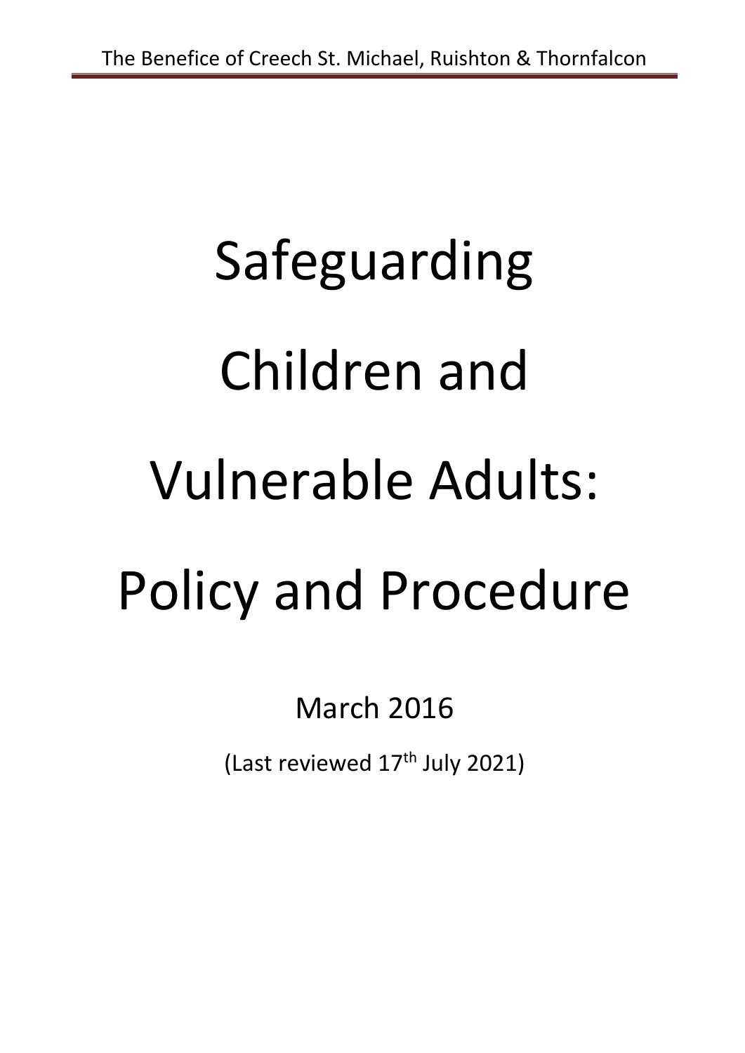# Safeguarding Children and Vulnerable Adults: Policy and Procedure

March 2016

(Last reviewed 17th July 2021)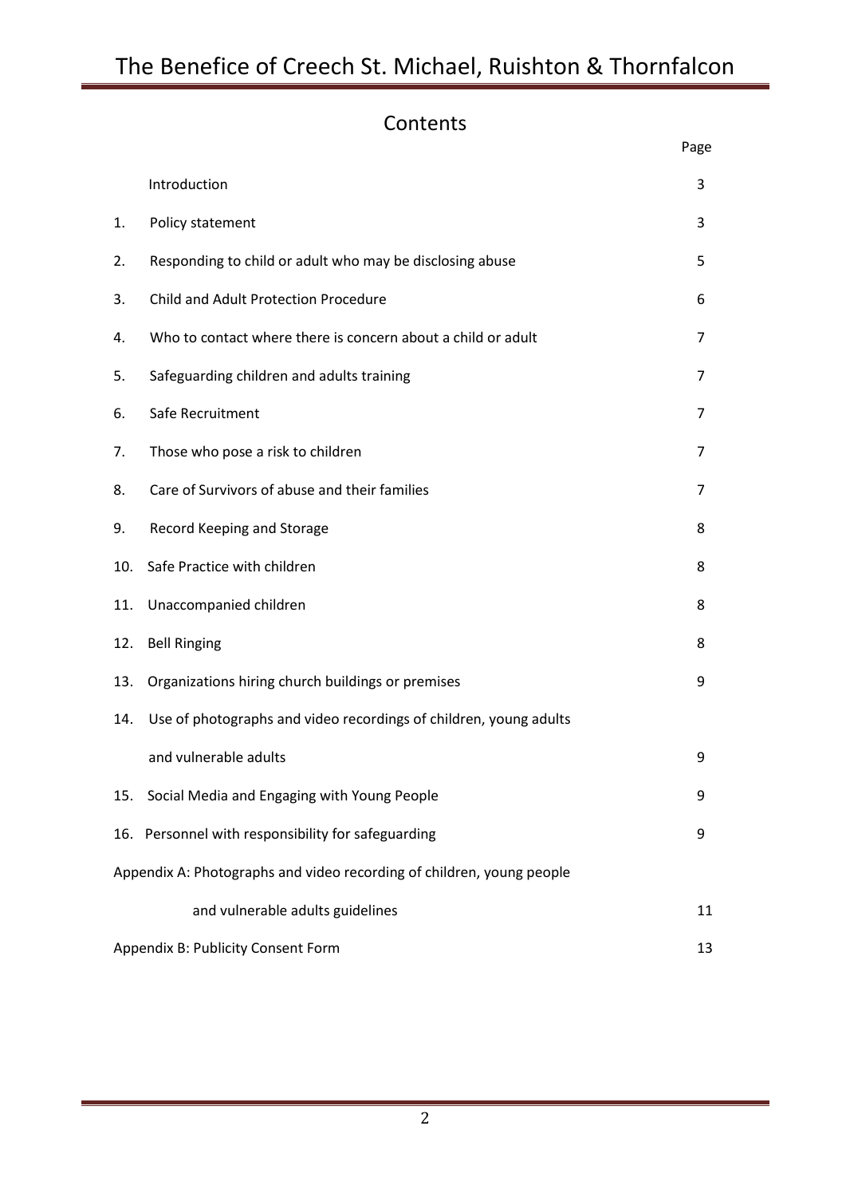## Contents

| | | Page |
|---|---|---|
| | Introduction | 3 |
| 1. | Policy statement | 3 |
| 2. | Responding to child or adult who may be disclosing abuse | 5 |
| 3. | Child and Adult Protection Procedure | 6 |
| 4. | Who to contact where there is concern about a child or adult | 7 |
| 5. | Safeguarding children and adults training | 7 |
| 6. | Safe Recruitment | 7 |
| 7. | Those who pose a risk to children | 7 |
| 8. | Care of Survivors of abuse and their families | 7 |
| 9. | Record Keeping and Storage | 8 |
| 10. | Safe Practice with children | 8 |
| 11. | Unaccompanied children | 8 |
| 12. | Bell Ringing | 8 |
| 13. | Organizations hiring church buildings or premises | 9 |
| 14. | Use of photographs and video recordings of children, young adults and vulnerable adults | 9 |
| 15. | Social Media and Engaging with Young People | 9 |
| 16. | Personnel with responsibility for safeguarding | 9 |
| | Appendix A: Photographs and video recording of children, young people and vulnerable adults guidelines | 11 |
| | Appendix B: Publicity Consent Form | 13 |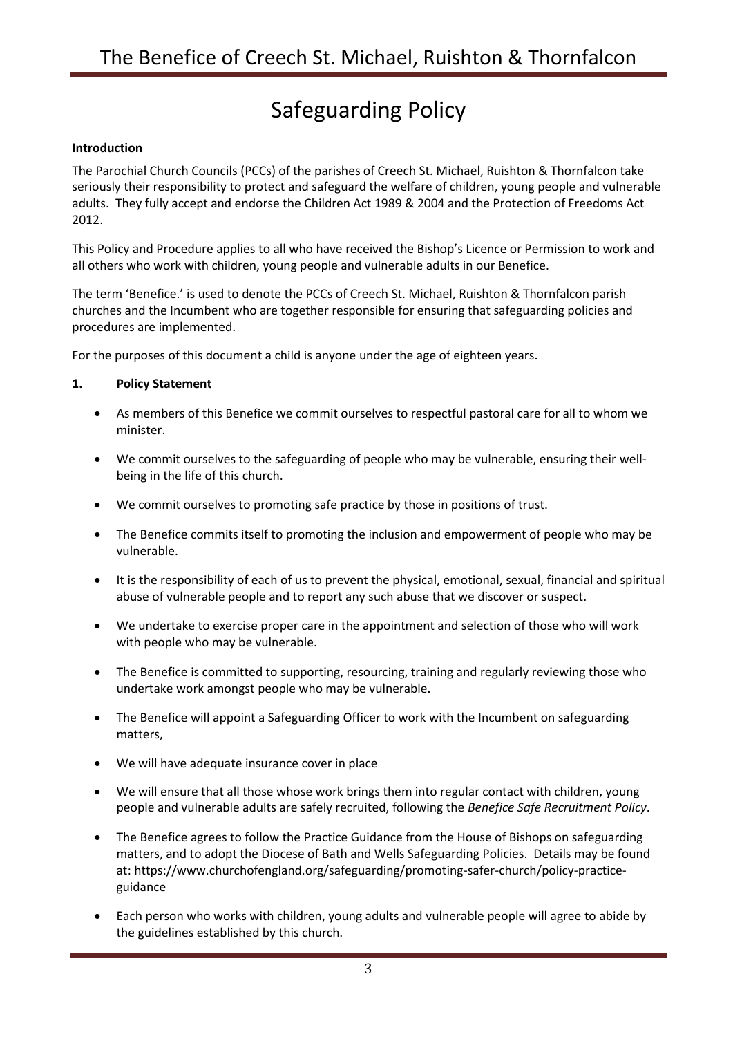# Safeguarding Policy

**Introduction**

The Parochial Church Councils (PCCs) of the parishes of Creech St. Michael, Ruishton & Thornfalcon take seriously their responsibility to protect and safeguard the welfare of children, young people and vulnerable adults. They fully accept and endorse the Children Act 1989 & 2004 and the Protection of Freedoms Act 2012.

This Policy and Procedure applies to all who have received the Bishop's Licence or Permission to work and all others who work with children, young people and vulnerable adults in our Benefice.

The term 'Benefice.' is used to denote the PCCs of Creech St. Michael, Ruishton & Thornfalcon parish churches and the Incumbent who are together responsible for ensuring that safeguarding policies and procedures are implemented.

For the purposes of this document a child is anyone under the age of eighteen years.

**1. Policy Statement**

- As members of this Benefice we commit ourselves to respectful pastoral care for all to whom we minister.
- We commit ourselves to the safeguarding of people who may be vulnerable, ensuring their well-being in the life of this church.
- We commit ourselves to promoting safe practice by those in positions of trust.
- The Benefice commits itself to promoting the inclusion and empowerment of people who may be vulnerable.
- It is the responsibility of each of us to prevent the physical, emotional, sexual, financial and spiritual abuse of vulnerable people and to report any such abuse that we discover or suspect.
- We undertake to exercise proper care in the appointment and selection of those who will work with people who may be vulnerable.
- The Benefice is committed to supporting, resourcing, training and regularly reviewing those who undertake work amongst people who may be vulnerable.
- The Benefice will appoint a Safeguarding Officer to work with the Incumbent on safeguarding matters,
- We will have adequate insurance cover in place
- We will ensure that all those whose work brings them into regular contact with children, young people and vulnerable adults are safely recruited, following the *Benefice Safe Recruitment Policy*.
- The Benefice agrees to follow the Practice Guidance from the House of Bishops on safeguarding matters, and to adopt the Diocese of Bath and Wells Safeguarding Policies. Details may be found at: https://www.churchofengland.org/safeguarding/promoting-safer-church/policy-practice-guidance
- Each person who works with children, young adults and vulnerable people will agree to abide by the guidelines established by this church.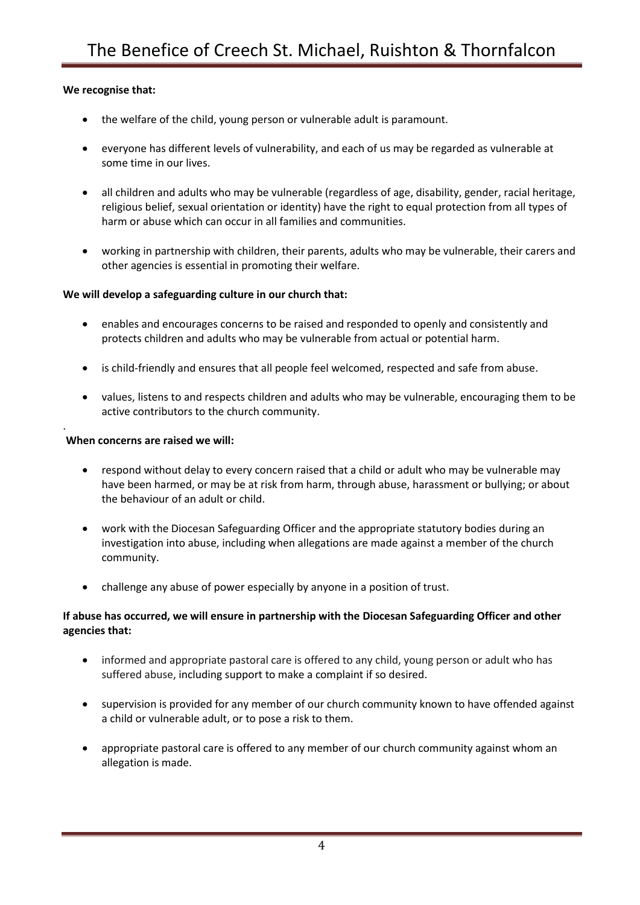**We recognise that:**

- the welfare of the child, young person or vulnerable adult is paramount.
- everyone has different levels of vulnerability, and each of us may be regarded as vulnerable at some time in our lives.
- all children and adults who may be vulnerable (regardless of age, disability, gender, racial heritage, religious belief, sexual orientation or identity) have the right to equal protection from all types of harm or abuse which can occur in all families and communities.
- working in partnership with children, their parents, adults who may be vulnerable, their carers and other agencies is essential in promoting their welfare.

**We will develop a safeguarding culture in our church that:**

- enables and encourages concerns to be raised and responded to openly and consistently and protects children and adults who may be vulnerable from actual or potential harm.
- is child-friendly and ensures that all people feel welcomed, respected and safe from abuse.
- values, listens to and respects children and adults who may be vulnerable, encouraging them to be active contributors to the church community.

**When concerns are raised we will:**

- respond without delay to every concern raised that a child or adult who may be vulnerable may have been harmed, or may be at risk from harm, through abuse, harassment or bullying; or about the behaviour of an adult or child.
- work with the Diocesan Safeguarding Officer and the appropriate statutory bodies during an investigation into abuse, including when allegations are made against a member of the church community.
- challenge any abuse of power especially by anyone in a position of trust.

**If abuse has occurred, we will ensure in partnership with the Diocesan Safeguarding Officer and other agencies that:**

- informed and appropriate pastoral care is offered to any child, young person or adult who has suffered abuse, including support to make a complaint if so desired.
- supervision is provided for any member of our church community known to have offended against a child or vulnerable adult, or to pose a risk to them.
- appropriate pastoral care is offered to any member of our church community against whom an allegation is made.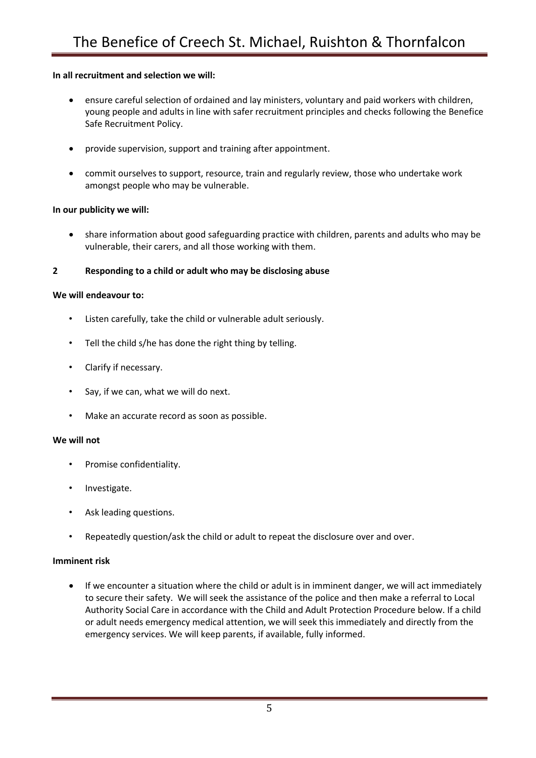**In all recruitment and selection we will:**

- ensure careful selection of ordained and lay ministers, voluntary and paid workers with children, young people and adults in line with safer recruitment principles and checks following the Benefice Safe Recruitment Policy.
- provide supervision, support and training after appointment.
- commit ourselves to support, resource, train and regularly review, those who undertake work amongst people who may be vulnerable.

**In our publicity we will:**

- share information about good safeguarding practice with children, parents and adults who may be vulnerable, their carers, and all those working with them.

## 2 Responding to a child or adult who may be disclosing abuse

**We will endeavour to:**

- Listen carefully, take the child or vulnerable adult seriously.
- Tell the child s/he has done the right thing by telling.
- Clarify if necessary.
- Say, if we can, what we will do next.
- Make an accurate record as soon as possible.

**We will not**

- Promise confidentiality.
- Investigate.
- Ask leading questions.
- Repeatedly question/ask the child or adult to repeat the disclosure over and over.

**Imminent risk**

- If we encounter a situation where the child or adult is in imminent danger, we will act immediately to secure their safety. We will seek the assistance of the police and then make a referral to Local Authority Social Care in accordance with the Child and Adult Protection Procedure below. If a child or adult needs emergency medical attention, we will seek this immediately and directly from the emergency services. We will keep parents, if available, fully informed.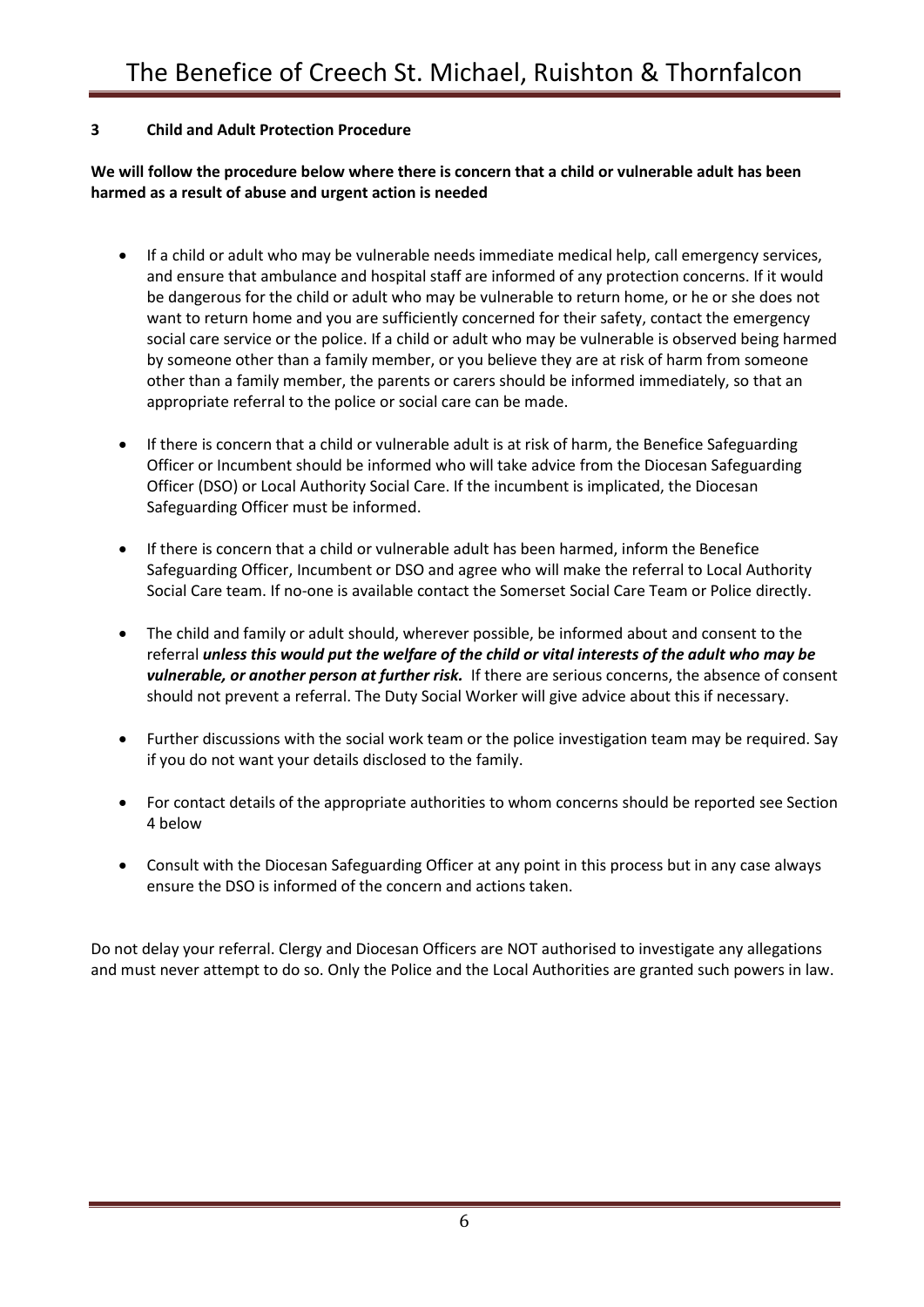## 3 Child and Adult Protection Procedure

**We will follow the procedure below where there is concern that a child or vulnerable adult has been harmed as a result of abuse and urgent action is needed**

- If a child or adult who may be vulnerable needs immediate medical help, call emergency services, and ensure that ambulance and hospital staff are informed of any protection concerns. If it would be dangerous for the child or adult who may be vulnerable to return home, or he or she does not want to return home and you are sufficiently concerned for their safety, contact the emergency social care service or the police. If a child or adult who may be vulnerable is observed being harmed by someone other than a family member, or you believe they are at risk of harm from someone other than a family member, the parents or carers should be informed immediately, so that an appropriate referral to the police or social care can be made.

- If there is concern that a child or vulnerable adult is at risk of harm, the Benefice Safeguarding Officer or Incumbent should be informed who will take advice from the Diocesan Safeguarding Officer (DSO) or Local Authority Social Care. If the incumbent is implicated, the Diocesan Safeguarding Officer must be informed.

- If there is concern that a child or vulnerable adult has been harmed, inform the Benefice Safeguarding Officer, Incumbent or DSO and agree who will make the referral to Local Authority Social Care team. If no-one is available contact the Somerset Social Care Team or Police directly.

- The child and family or adult should, wherever possible, be informed about and consent to the referral ***unless this would put the welfare of the child or vital interests of the adult who may be vulnerable, or another person at further risk.*** If there are serious concerns, the absence of consent should not prevent a referral. The Duty Social Worker will give advice about this if necessary.

- Further discussions with the social work team or the police investigation team may be required. Say if you do not want your details disclosed to the family.

- For contact details of the appropriate authorities to whom concerns should be reported see Section 4 below

- Consult with the Diocesan Safeguarding Officer at any point in this process but in any case always ensure the DSO is informed of the concern and actions taken.

Do not delay your referral. Clergy and Diocesan Officers are NOT authorised to investigate any allegations and must never attempt to do so. Only the Police and the Local Authorities are granted such powers in law.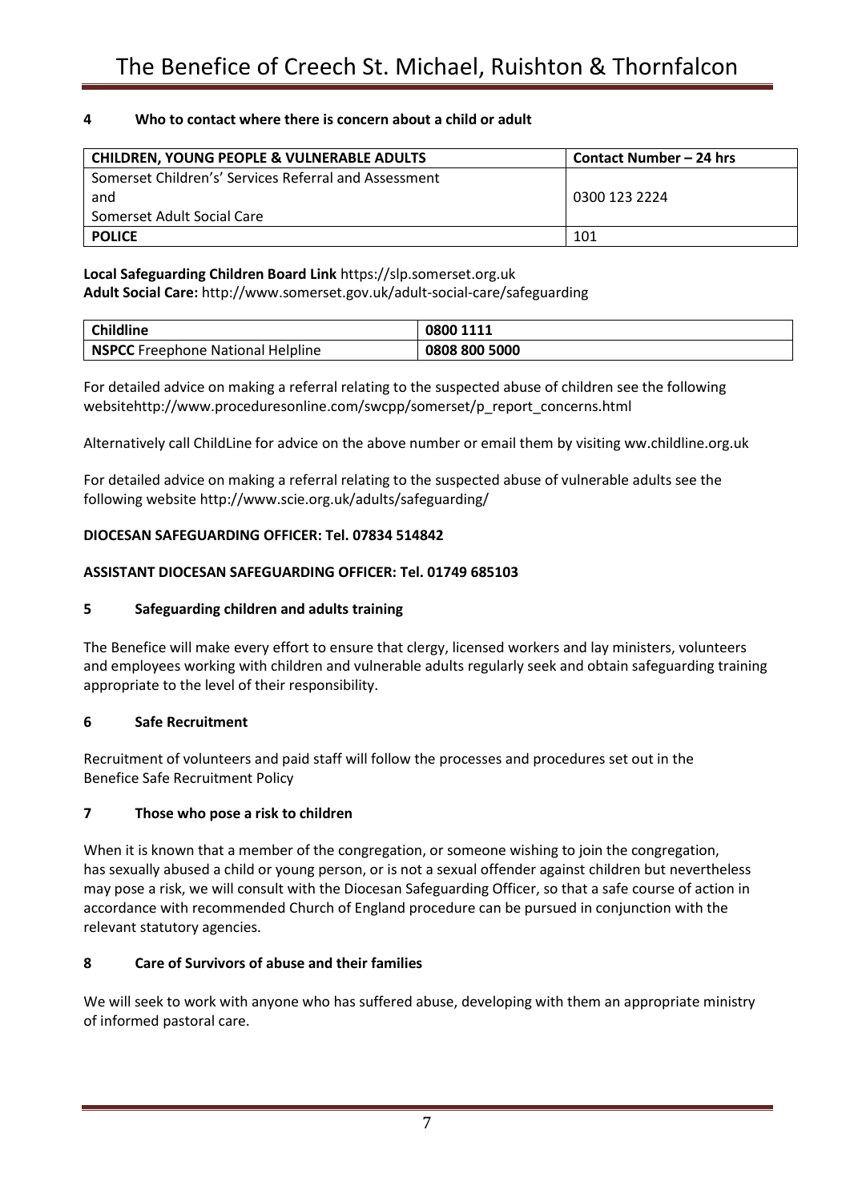## 4 Who to contact where there is concern about a child or adult

| CHILDREN, YOUNG PEOPLE & VULNERABLE ADULTS | Contact Number – 24 hrs |
|---|---|
| Somerset Children's' Services Referral and Assessment<br>and<br>Somerset Adult Social Care | 0300 123 2224 |
| **POLICE** | 101 |

**Local Safeguarding Children Board Link** https://slp.somerset.org.uk
**Adult Social Care:** http://www.somerset.gov.uk/adult-social-care/safeguarding

| Childline | 0800 1111 |
|---|---|
| **NSPCC** Freephone National Helpline | **0808 800 5000** |

For detailed advice on making a referral relating to the suspected abuse of children see the following websitehttp://www.proceduresonline.com/swcpp/somerset/p_report_concerns.html

Alternatively call ChildLine for advice on the above number or email them by visiting ww.childline.org.uk

For detailed advice on making a referral relating to the suspected abuse of vulnerable adults see the following website http://www.scie.org.uk/adults/safeguarding/

**DIOCESAN SAFEGUARDING OFFICER: Tel. 07834 514842**

**ASSISTANT DIOCESAN SAFEGUARDING OFFICER: Tel. 01749 685103**

## 5 Safeguarding children and adults training

The Benefice will make every effort to ensure that clergy, licensed workers and lay ministers, volunteers and employees working with children and vulnerable adults regularly seek and obtain safeguarding training appropriate to the level of their responsibility.

## 6 Safe Recruitment

Recruitment of volunteers and paid staff will follow the processes and procedures set out in the Benefice Safe Recruitment Policy

## 7 Those who pose a risk to children

When it is known that a member of the congregation, or someone wishing to join the congregation, has sexually abused a child or young person, or is not a sexual offender against children but nevertheless may pose a risk, we will consult with the Diocesan Safeguarding Officer, so that a safe course of action in accordance with recommended Church of England procedure can be pursued in conjunction with the relevant statutory agencies.

## 8 Care of Survivors of abuse and their families

We will seek to work with anyone who has suffered abuse, developing with them an appropriate ministry of informed pastoral care.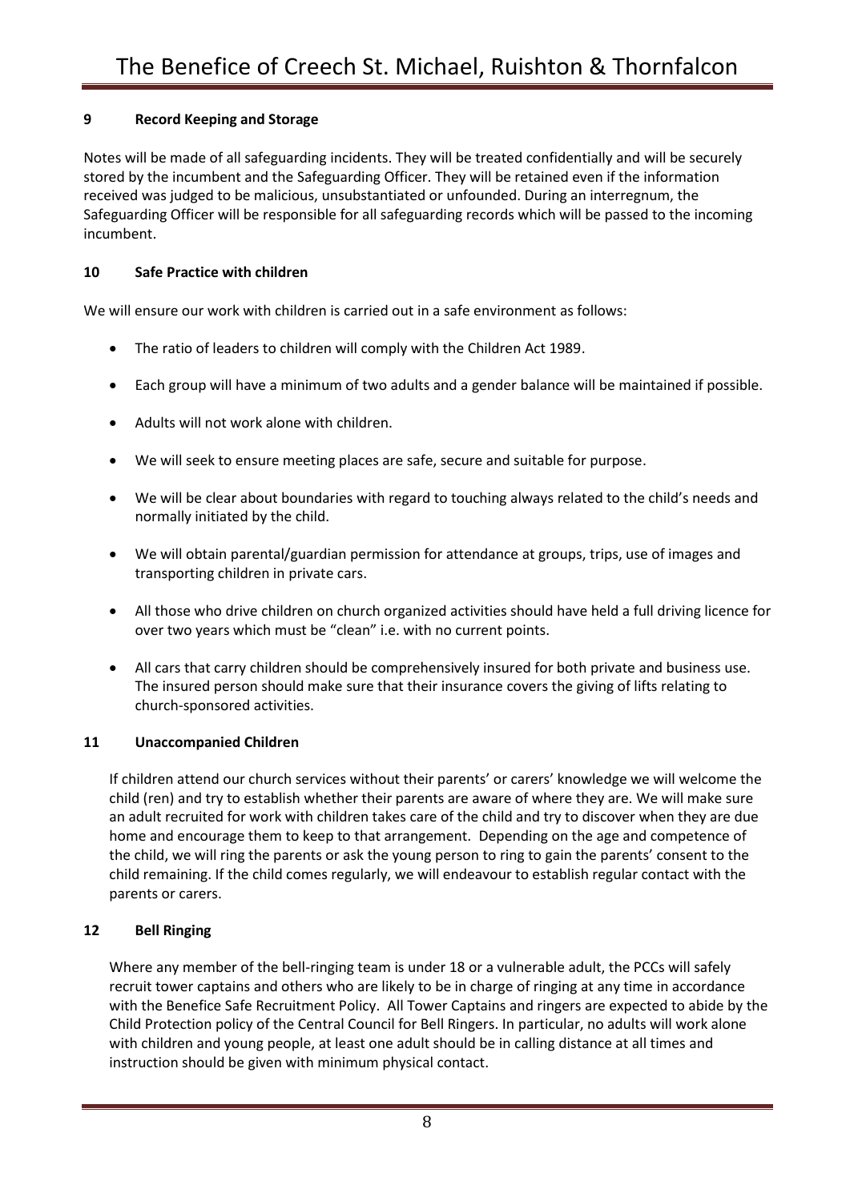## 9 Record Keeping and Storage

Notes will be made of all safeguarding incidents. They will be treated confidentially and will be securely stored by the incumbent and the Safeguarding Officer. They will be retained even if the information received was judged to be malicious, unsubstantiated or unfounded. During an interregnum, the Safeguarding Officer will be responsible for all safeguarding records which will be passed to the incoming incumbent.

## 10 Safe Practice with children

We will ensure our work with children is carried out in a safe environment as follows:

- The ratio of leaders to children will comply with the Children Act 1989.
- Each group will have a minimum of two adults and a gender balance will be maintained if possible.
- Adults will not work alone with children.
- We will seek to ensure meeting places are safe, secure and suitable for purpose.
- We will be clear about boundaries with regard to touching always related to the child's needs and normally initiated by the child.
- We will obtain parental/guardian permission for attendance at groups, trips, use of images and transporting children in private cars.
- All those who drive children on church organized activities should have held a full driving licence for over two years which must be "clean" i.e. with no current points.
- All cars that carry children should be comprehensively insured for both private and business use. The insured person should make sure that their insurance covers the giving of lifts relating to church-sponsored activities.

## 11 Unaccompanied Children

If children attend our church services without their parents' or carers' knowledge we will welcome the child (ren) and try to establish whether their parents are aware of where they are. We will make sure an adult recruited for work with children takes care of the child and try to discover when they are due home and encourage them to keep to that arrangement. Depending on the age and competence of the child, we will ring the parents or ask the young person to ring to gain the parents' consent to the child remaining. If the child comes regularly, we will endeavour to establish regular contact with the parents or carers.

## 12 Bell Ringing

Where any member of the bell-ringing team is under 18 or a vulnerable adult, the PCCs will safely recruit tower captains and others who are likely to be in charge of ringing at any time in accordance with the Benefice Safe Recruitment Policy. All Tower Captains and ringers are expected to abide by the Child Protection policy of the Central Council for Bell Ringers. In particular, no adults will work alone with children and young people, at least one adult should be in calling distance at all times and instruction should be given with minimum physical contact.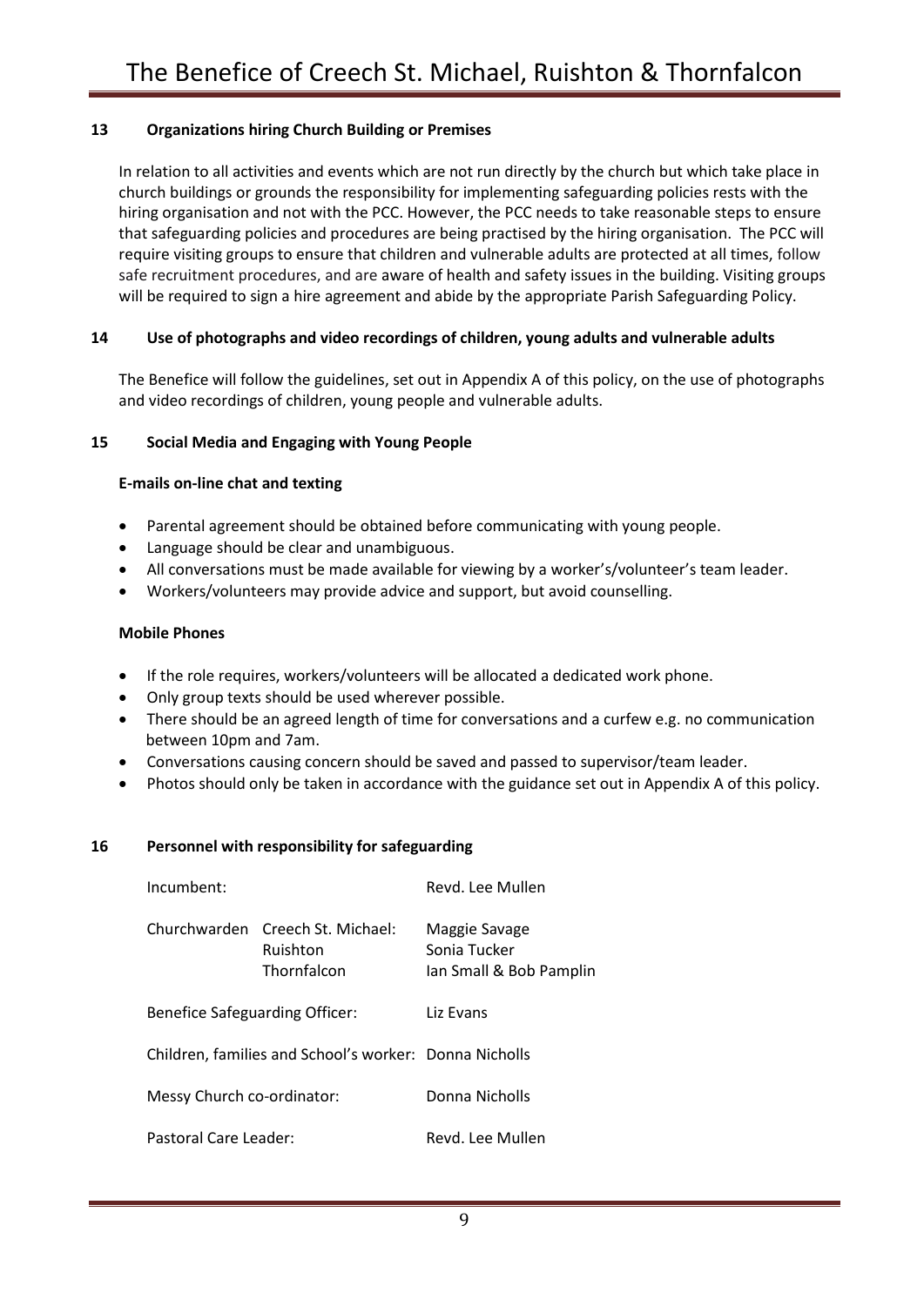### 13 Organizations hiring Church Building or Premises

In relation to all activities and events which are not run directly by the church but which take place in church buildings or grounds the responsibility for implementing safeguarding policies rests with the hiring organisation and not with the PCC. However, the PCC needs to take reasonable steps to ensure that safeguarding policies and procedures are being practised by the hiring organisation. The PCC will require visiting groups to ensure that children and vulnerable adults are protected at all times, follow safe recruitment procedures, and are aware of health and safety issues in the building. Visiting groups will be required to sign a hire agreement and abide by the appropriate Parish Safeguarding Policy.

### 14 Use of photographs and video recordings of children, young adults and vulnerable adults

The Benefice will follow the guidelines, set out in Appendix A of this policy, on the use of photographs and video recordings of children, young people and vulnerable adults.

### 15 Social Media and Engaging with Young People

**E-mails on-line chat and texting**

- Parental agreement should be obtained before communicating with young people.
- Language should be clear and unambiguous.
- All conversations must be made available for viewing by a worker's/volunteer's team leader.
- Workers/volunteers may provide advice and support, but avoid counselling.

**Mobile Phones**

- If the role requires, workers/volunteers will be allocated a dedicated work phone.
- Only group texts should be used wherever possible.
- There should be an agreed length of time for conversations and a curfew e.g. no communication between 10pm and 7am.
- Conversations causing concern should be saved and passed to supervisor/team leader.
- Photos should only be taken in accordance with the guidance set out in Appendix A of this policy.

### 16 Personnel with responsibility for safeguarding

| Role | | Name |
|---|---|---|
| Incumbent: | | Revd. Lee Mullen |
| Churchwarden | Creech St. Michael: | Maggie Savage |
| | Ruishton | Sonia Tucker |
| | Thornfalcon | Ian Small & Bob Pamplin |
| Benefice Safeguarding Officer: | | Liz Evans |
| Children, families and School's worker: | | Donna Nicholls |
| Messy Church co-ordinator: | | Donna Nicholls |
| Pastoral Care Leader: | | Revd. Lee Mullen |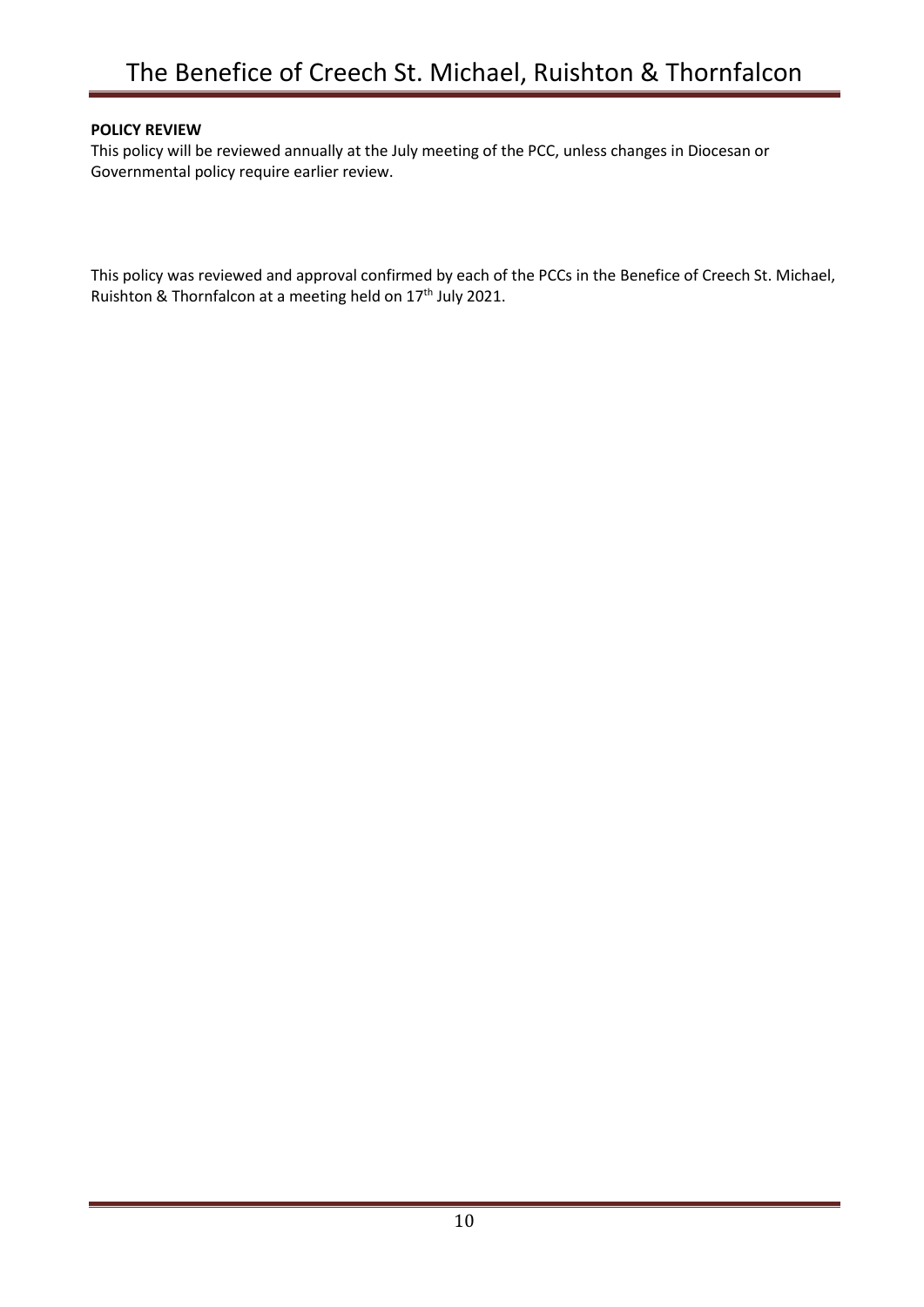**POLICY REVIEW**

This policy will be reviewed annually at the July meeting of the PCC, unless changes in Diocesan or Governmental policy require earlier review.

This policy was reviewed and approval confirmed by each of the PCCs in the Benefice of Creech St. Michael, Ruishton & Thornfalcon at a meeting held on 17th July 2021.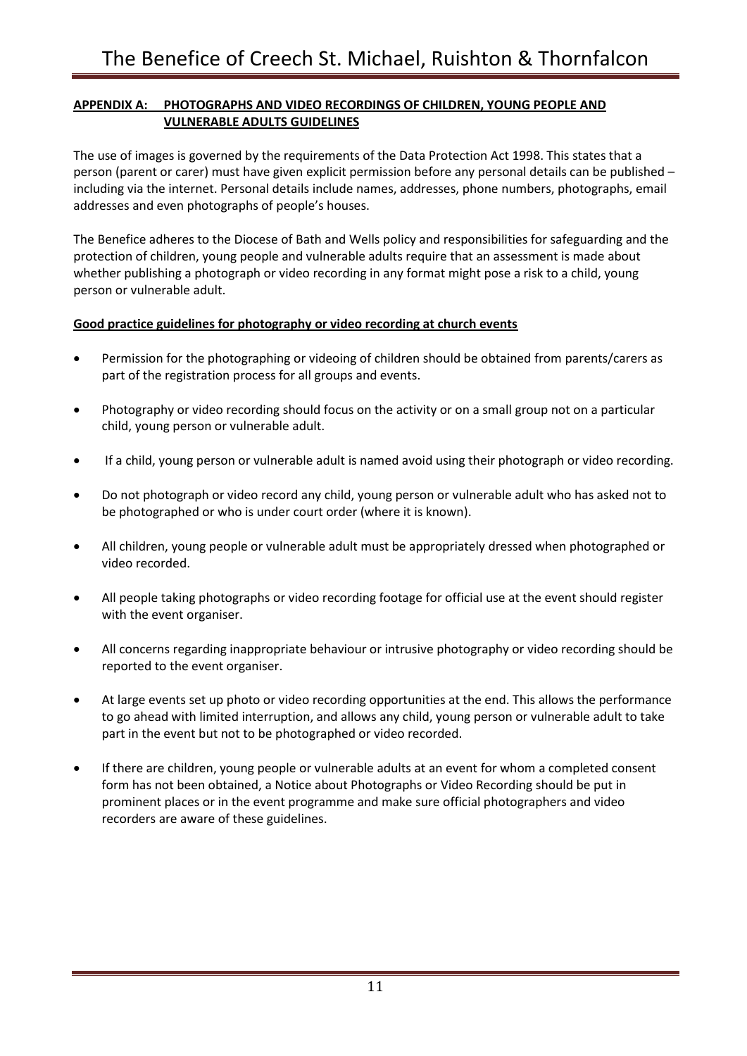## APPENDIX A: PHOTOGRAPHS AND VIDEO RECORDINGS OF CHILDREN, YOUNG PEOPLE AND VULNERABLE ADULTS GUIDELINES

The use of images is governed by the requirements of the Data Protection Act 1998. This states that a person (parent or carer) must have given explicit permission before any personal details can be published – including via the internet. Personal details include names, addresses, phone numbers, photographs, email addresses and even photographs of people's houses.

The Benefice adheres to the Diocese of Bath and Wells policy and responsibilities for safeguarding and the protection of children, young people and vulnerable adults require that an assessment is made about whether publishing a photograph or video recording in any format might pose a risk to a child, young person or vulnerable adult.

### Good practice guidelines for photography or video recording at church events

- Permission for the photographing or videoing of children should be obtained from parents/carers as part of the registration process for all groups and events.
- Photography or video recording should focus on the activity or on a small group not on a particular child, young person or vulnerable adult.
- If a child, young person or vulnerable adult is named avoid using their photograph or video recording.
- Do not photograph or video record any child, young person or vulnerable adult who has asked not to be photographed or who is under court order (where it is known).
- All children, young people or vulnerable adult must be appropriately dressed when photographed or video recorded.
- All people taking photographs or video recording footage for official use at the event should register with the event organiser.
- All concerns regarding inappropriate behaviour or intrusive photography or video recording should be reported to the event organiser.
- At large events set up photo or video recording opportunities at the end. This allows the performance to go ahead with limited interruption, and allows any child, young person or vulnerable adult to take part in the event but not to be photographed or video recorded.
- If there are children, young people or vulnerable adults at an event for whom a completed consent form has not been obtained, a Notice about Photographs or Video Recording should be put in prominent places or in the event programme and make sure official photographers and video recorders are aware of these guidelines.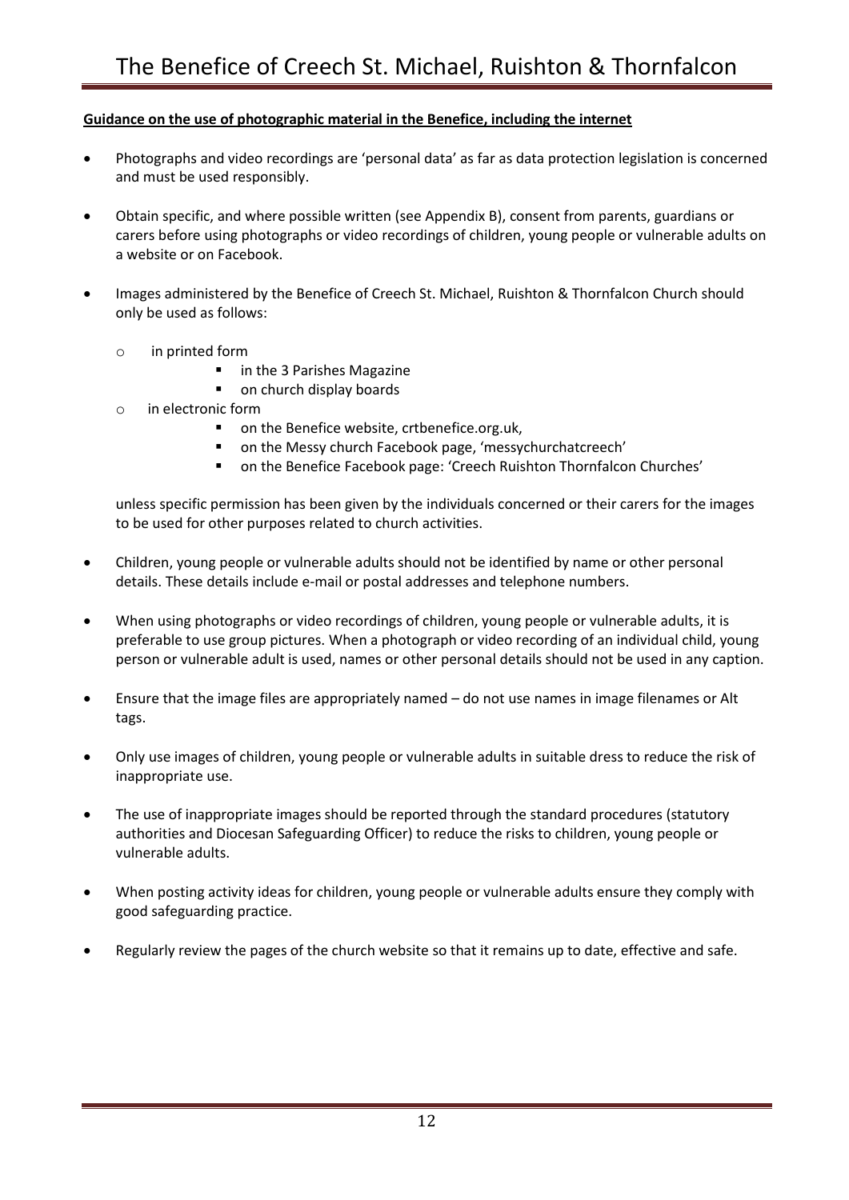**Guidance on the use of photographic material in the Benefice, including the internet**

- Photographs and video recordings are 'personal data' as far as data protection legislation is concerned and must be used responsibly.
- Obtain specific, and where possible written (see Appendix B), consent from parents, guardians or carers before using photographs or video recordings of children, young people or vulnerable adults on a website or on Facebook.
- Images administered by the Benefice of Creech St. Michael, Ruishton & Thornfalcon Church should only be used as follows:
  - in printed form
    - in the 3 Parishes Magazine
    - on church display boards
  - in electronic form
    - on the Benefice website, crtbenefice.org.uk,
    - on the Messy church Facebook page, 'messychurchatcreech'
    - on the Benefice Facebook page: 'Creech Ruishton Thornfalcon Churches'

  unless specific permission has been given by the individuals concerned or their carers for the images to be used for other purposes related to church activities.
- Children, young people or vulnerable adults should not be identified by name or other personal details. These details include e-mail or postal addresses and telephone numbers.
- When using photographs or video recordings of children, young people or vulnerable adults, it is preferable to use group pictures. When a photograph or video recording of an individual child, young person or vulnerable adult is used, names or other personal details should not be used in any caption.
- Ensure that the image files are appropriately named – do not use names in image filenames or Alt tags.
- Only use images of children, young people or vulnerable adults in suitable dress to reduce the risk of inappropriate use.
- The use of inappropriate images should be reported through the standard procedures (statutory authorities and Diocesan Safeguarding Officer) to reduce the risks to children, young people or vulnerable adults.
- When posting activity ideas for children, young people or vulnerable adults ensure they comply with good safeguarding practice.
- Regularly review the pages of the church website so that it remains up to date, effective and safe.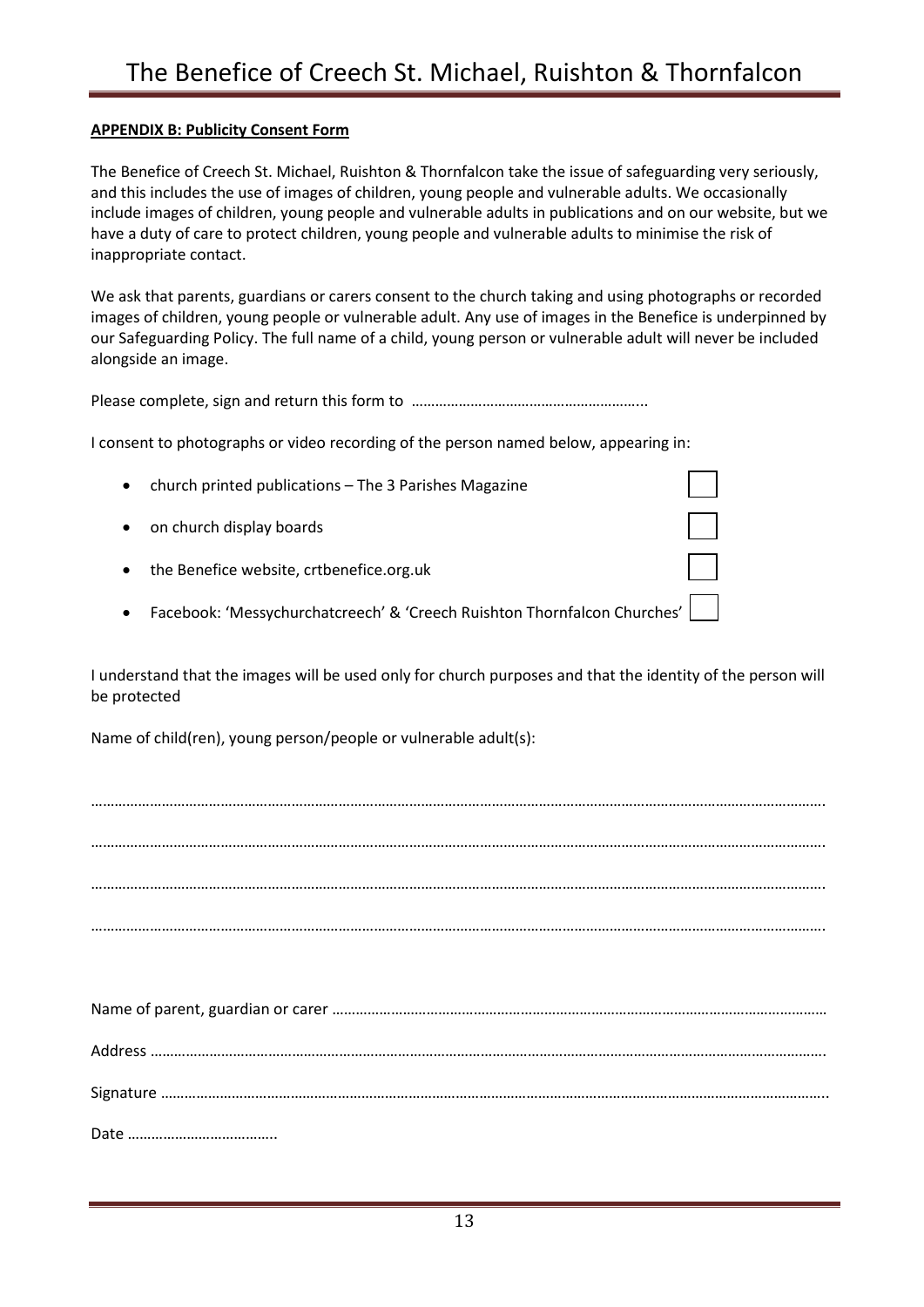**APPENDIX B: Publicity Consent Form**

The Benefice of Creech St. Michael, Ruishton & Thornfalcon take the issue of safeguarding very seriously, and this includes the use of images of children, young people and vulnerable adults. We occasionally include images of children, young people and vulnerable adults in publications and on our website, but we have a duty of care to protect children, young people and vulnerable adults to minimise the risk of inappropriate contact.

We ask that parents, guardians or carers consent to the church taking and using photographs or recorded images of children, young people or vulnerable adult. Any use of images in the Benefice is underpinned by our Safeguarding Policy. The full name of a child, young person or vulnerable adult will never be included alongside an image.

Please complete, sign and return this form to …………………………………………………...

I consent to photographs or video recording of the person named below, appearing in:

- church printed publications – The 3 Parishes Magazine ☐
- on church display boards ☐
- the Benefice website, crtbenefice.org.uk ☐
- Facebook: 'Messychurchatcreech' & 'Creech Ruishton Thornfalcon Churches' ☐

I understand that the images will be used only for church purposes and that the identity of the person will be protected

Name of child(ren), young person/people or vulnerable adult(s):

…………………………………………………………………………………………………………………………………………………………….

…………………………………………………………………………………………………………………………………………………………….

…………………………………………………………………………………………………………………………………………………………….

…………………………………………………………………………………………………………………………………………………………….

Name of parent, guardian or carer ……………………………………………………………………………………………………………

Address …………………………………………………………………………………………………………………………………………………….

Signature …………………………………………………………………………………………………………………………………………………..

Date ………………………………..